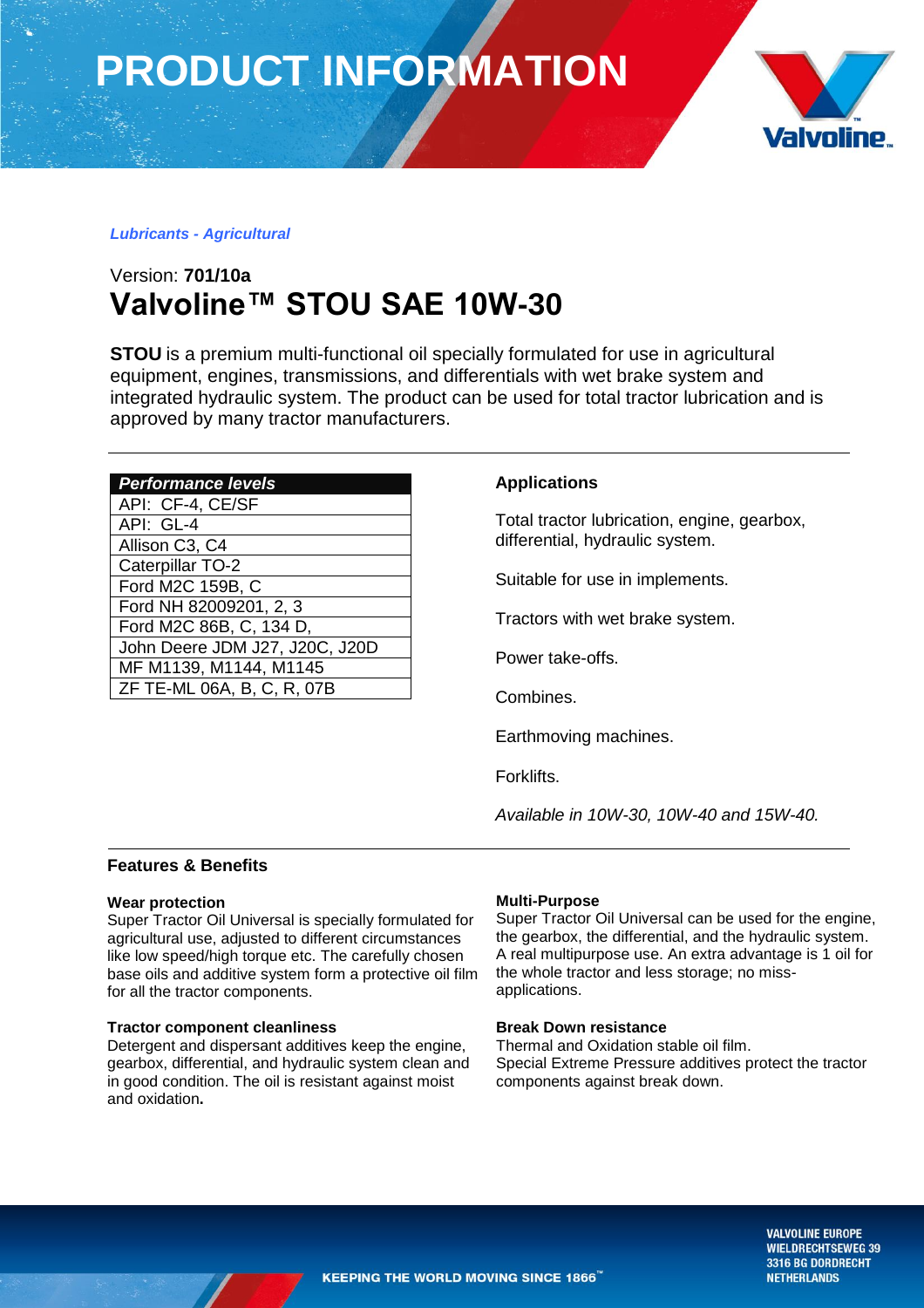# PRODUCT INFORMATION

***Lubricants - Agricultural***

Version: **701/10a**

## Valvoline™ STOU SAE 10W-30

**STOU** is a premium multi-functional oil specially formulated for use in agricultural equipment, engines, transmissions, and differentials with wet brake system and integrated hydraulic system. The product can be used for total tractor lubrication and is approved by many tractor manufacturers.

| ***Performance levels*** |
|---|
| API: CF-4, CE/SF |
| API: GL-4 |
| Allison C3, C4 |
| Caterpillar TO-2 |
| Ford M2C 159B, C |
| Ford NH 82009201, 2, 3 |
| Ford M2C 86B, C, 134 D, |
| John Deere JDM J27, J20C, J20D |
| MF M1139, M1144, M1145 |
| ZF TE-ML 06A, B, C, R, 07B |

### Applications

Total tractor lubrication, engine, gearbox, differential, hydraulic system.

Suitable for use in implements.

Tractors with wet brake system.

Power take-offs.

Combines.

Earthmoving machines.

Forklifts.

*Available in 10W-30, 10W-40 and 15W-40.*

### Features & Benefits

**Wear protection**
Super Tractor Oil Universal is specially formulated for agricultural use, adjusted to different circumstances like low speed/high torque etc. The carefully chosen base oils and additive system form a protective oil film for all the tractor components.

**Tractor component cleanliness**
Detergent and dispersant additives keep the engine, gearbox, differential, and hydraulic system clean and in good condition. The oil is resistant against moist and oxidation**.**

**Multi-Purpose**
Super Tractor Oil Universal can be used for the engine, the gearbox, the differential, and the hydraulic system. A real multipurpose use. An extra advantage is 1 oil for the whole tractor and less storage; no miss-applications.

**Break Down resistance**
Thermal and Oxidation stable oil film.
Special Extreme Pressure additives protect the tractor components against break down.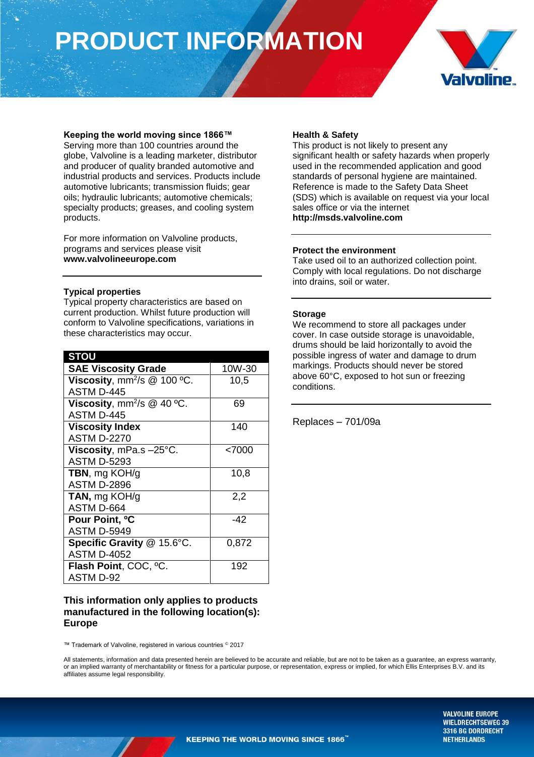# PRODUCT INFORMATION

**Keeping the world moving since 1866™**

Serving more than 100 countries around the globe, Valvoline is a leading marketer, distributor and producer of quality branded automotive and industrial products and services. Products include automotive lubricants; transmission fluids; gear oils; hydraulic lubricants; automotive chemicals; specialty products; greases, and cooling system products.

For more information on Valvoline products, programs and services please visit **www.valvolineeurope.com**

**Typical properties**

Typical property characteristics are based on current production. Whilst future production will conform to Valvoline specifications, variations in these characteristics may occur.

| **STOU** | |
|---|---|
| **SAE Viscosity Grade** | 10W-30 |
| **Viscosity**, $mm^2/s$ @ 100 ºC. ASTM D-445 | 10,5 |
| **Viscosity**, $mm^2/s$ @ 40 ºC. ASTM D-445 | 69 |
| **Viscosity Index** ASTM D-2270 | 140 |
| **Viscosity**, mPa.s –25°C. ASTM D-5293 | <7000 |
| **TBN**, mg KOH/g ASTM D-2896 | 10,8 |
| **TAN,** mg KOH/g ASTM D-664 | 2,2 |
| **Pour Point, ºC** ASTM D-5949 | -42 |
| **Specific Gravity** @ 15.6°C. ASTM D-4052 | 0,872 |
| **Flash Point**, COC, ºC. ASTM D-92 | 192 |

**This information only applies to products manufactured in the following location(s): Europe**

**Health & Safety**

This product is not likely to present any significant health or safety hazards when properly used in the recommended application and good standards of personal hygiene are maintained. Reference is made to the Safety Data Sheet (SDS) which is available on request via your local sales office or via the internet **http://msds.valvoline.com**

**Protect the environment**

Take used oil to an authorized collection point. Comply with local regulations. Do not discharge into drains, soil or water.

**Storage**

We recommend to store all packages under cover. In case outside storage is unavoidable, drums should be laid horizontally to avoid the possible ingress of water and damage to drum markings. Products should never be stored above 60°C, exposed to hot sun or freezing conditions.

Replaces – 701/09a

™ Trademark of Valvoline, registered in various countries © 2017

All statements, information and data presented herein are believed to be accurate and reliable, but are not to be taken as a guarantee, an express warranty, or an implied warranty of merchantability or fitness for a particular purpose, or representation, express or implied, for which Ellis Enterprises B.V. and its affiliates assume legal responsibility.

KEEPING THE WORLD MOVING SINCE 1866™

VALVOLINE EUROPE
WIELDRECHTSEWEG 39
3316 BG DORDRECHT
NETHERLANDS